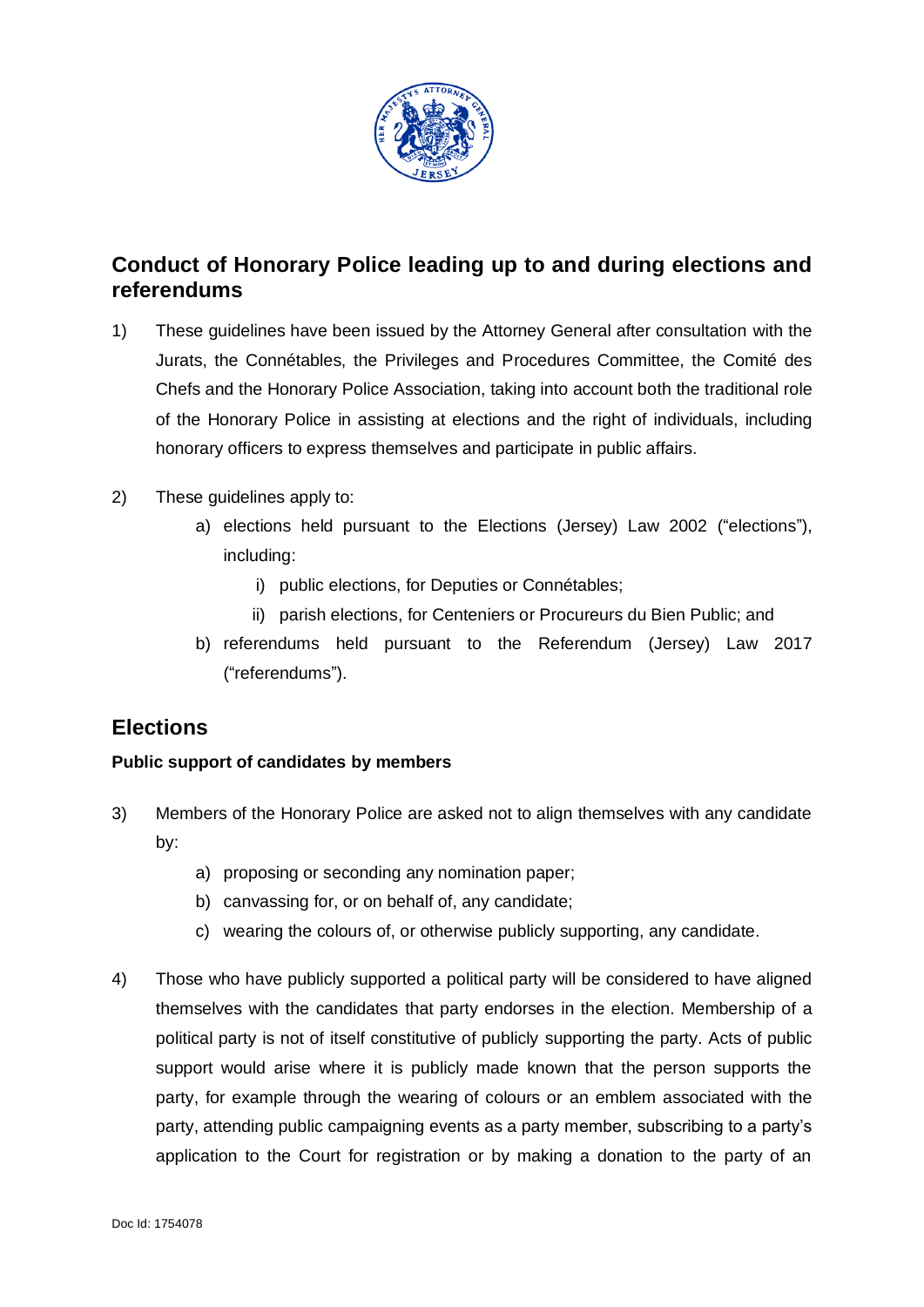## Conduct of Honorary Police leading up to and during elections and referendums

1) These guidelines have been issued by the Attorney General after consultation with the Jurats, the Connétables, the Privileges and Procedures Committee, the Comité des Chefs and the Honorary Police Association, taking into account both the traditional role of the Honorary Police in assisting at elections and the right of individuals, including honorary officers to express themselves and participate in public affairs.

2) These guidelines apply to:
   a) elections held pursuant to the Elections (Jersey) Law 2002 ("elections"), including:
      i) public elections, for Deputies or Connétables;
      ii) parish elections, for Centeniers or Procureurs du Bien Public; and
   b) referendums held pursuant to the Referendum (Jersey) Law 2017 ("referendums").

## Elections

### Public support of candidates by members

3) Members of the Honorary Police are asked not to align themselves with any candidate by:
   a) proposing or seconding any nomination paper;
   b) canvassing for, or on behalf of, any candidate;
   c) wearing the colours of, or otherwise publicly supporting, any candidate.

4) Those who have publicly supported a political party will be considered to have aligned themselves with the candidates that party endorses in the election. Membership of a political party is not of itself constitutive of publicly supporting the party. Acts of public support would arise where it is publicly made known that the person supports the party, for example through the wearing of colours or an emblem associated with the party, attending public campaigning events as a party member, subscribing to a party's application to the Court for registration or by making a donation to the party of an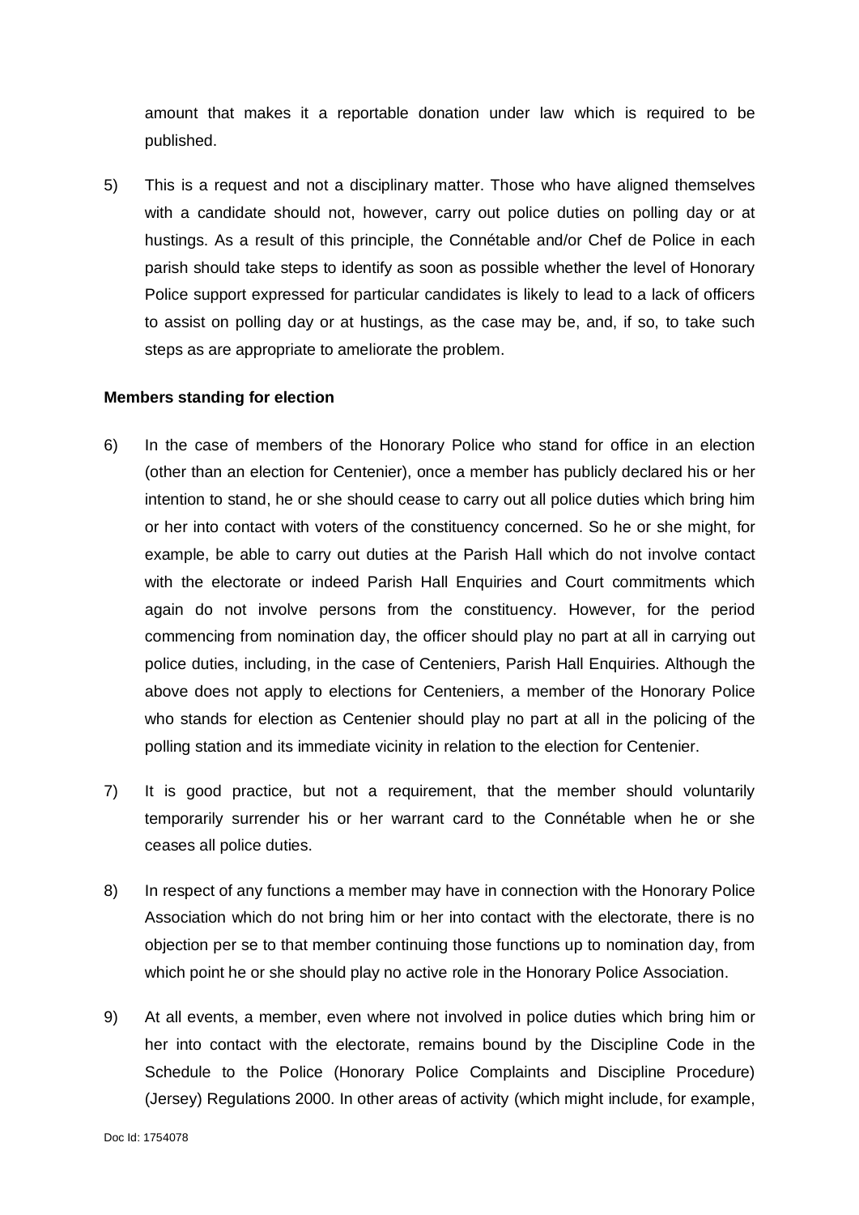amount that makes it a reportable donation under law which is required to be published.

5) This is a request and not a disciplinary matter. Those who have aligned themselves with a candidate should not, however, carry out police duties on polling day or at hustings. As a result of this principle, the Connétable and/or Chef de Police in each parish should take steps to identify as soon as possible whether the level of Honorary Police support expressed for particular candidates is likely to lead to a lack of officers to assist on polling day or at hustings, as the case may be, and, if so, to take such steps as are appropriate to ameliorate the problem.

**Members standing for election**

6) In the case of members of the Honorary Police who stand for office in an election (other than an election for Centenier), once a member has publicly declared his or her intention to stand, he or she should cease to carry out all police duties which bring him or her into contact with voters of the constituency concerned. So he or she might, for example, be able to carry out duties at the Parish Hall which do not involve contact with the electorate or indeed Parish Hall Enquiries and Court commitments which again do not involve persons from the constituency. However, for the period commencing from nomination day, the officer should play no part at all in carrying out police duties, including, in the case of Centeniers, Parish Hall Enquiries. Although the above does not apply to elections for Centeniers, a member of the Honorary Police who stands for election as Centenier should play no part at all in the policing of the polling station and its immediate vicinity in relation to the election for Centenier.

7) It is good practice, but not a requirement, that the member should voluntarily temporarily surrender his or her warrant card to the Connétable when he or she ceases all police duties.

8) In respect of any functions a member may have in connection with the Honorary Police Association which do not bring him or her into contact with the electorate, there is no objection per se to that member continuing those functions up to nomination day, from which point he or she should play no active role in the Honorary Police Association.

9) At all events, a member, even where not involved in police duties which bring him or her into contact with the electorate, remains bound by the Discipline Code in the Schedule to the Police (Honorary Police Complaints and Discipline Procedure) (Jersey) Regulations 2000. In other areas of activity (which might include, for example,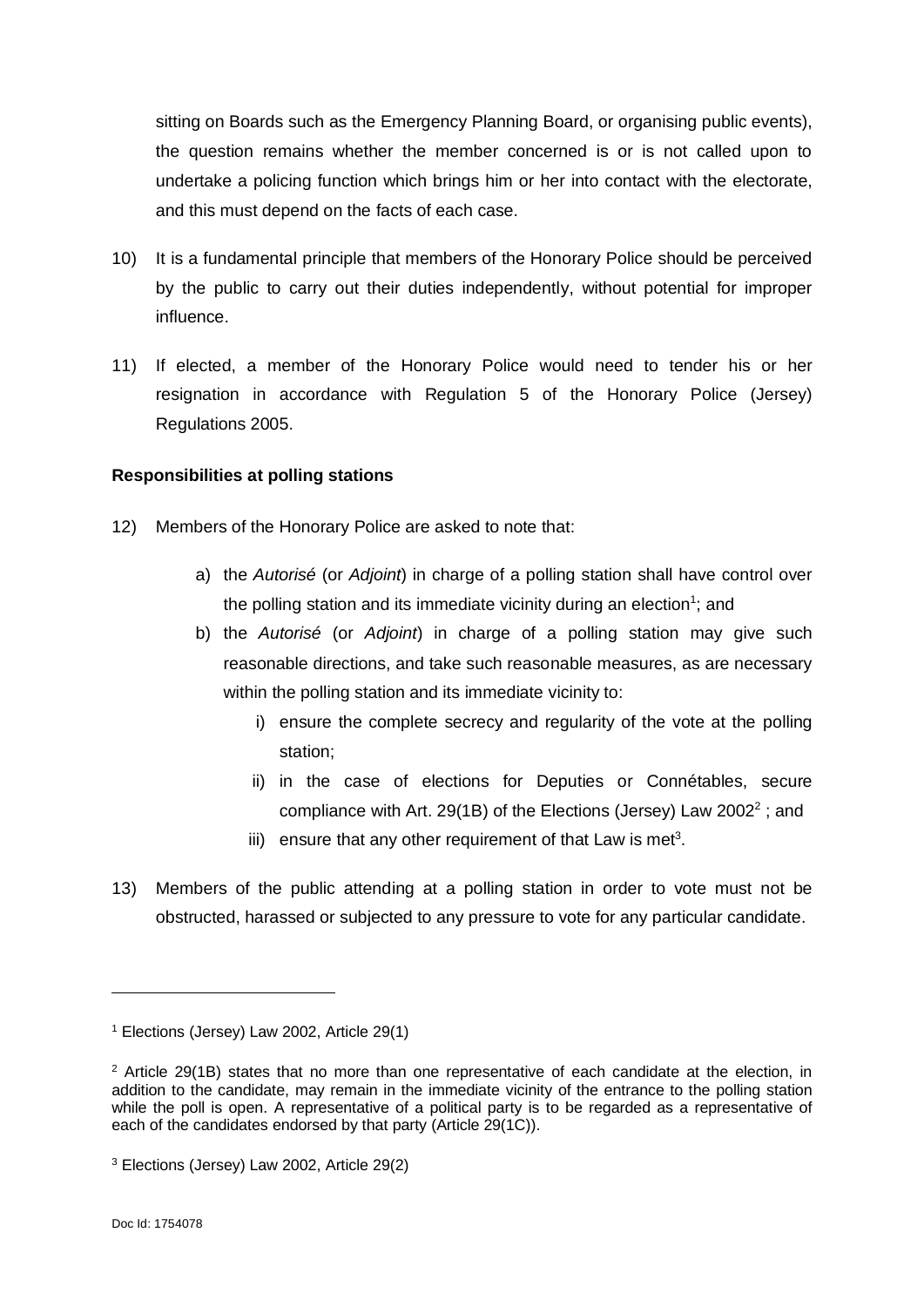sitting on Boards such as the Emergency Planning Board, or organising public events), the question remains whether the member concerned is or is not called upon to undertake a policing function which brings him or her into contact with the electorate, and this must depend on the facts of each case.

10) It is a fundamental principle that members of the Honorary Police should be perceived by the public to carry out their duties independently, without potential for improper influence.

11) If elected, a member of the Honorary Police would need to tender his or her resignation in accordance with Regulation 5 of the Honorary Police (Jersey) Regulations 2005.

**Responsibilities at polling stations**

12) Members of the Honorary Police are asked to note that:

   a) the *Autorisé* (or *Adjoint*) in charge of a polling station shall have control over the polling station and its immediate vicinity during an election[1]; and
   b) the *Autorisé* (or *Adjoint*) in charge of a polling station may give such reasonable directions, and take such reasonable measures, as are necessary within the polling station and its immediate vicinity to:
      i) ensure the complete secrecy and regularity of the vote at the polling station;
      ii) in the case of elections for Deputies or Connétables, secure compliance with Art. 29(1B) of the Elections (Jersey) Law 2002[2] ; and
      iii) ensure that any other requirement of that Law is met[3].

13) Members of the public attending at a polling station in order to vote must not be obstructed, harassed or subjected to any pressure to vote for any particular candidate.

---

[1] Elections (Jersey) Law 2002, Article 29(1)

[2] Article 29(1B) states that no more than one representative of each candidate at the election, in addition to the candidate, may remain in the immediate vicinity of the entrance to the polling station while the poll is open. A representative of a political party is to be regarded as a representative of each of the candidates endorsed by that party (Article 29(1C)).

[3] Elections (Jersey) Law 2002, Article 29(2)

Doc Id: 1754078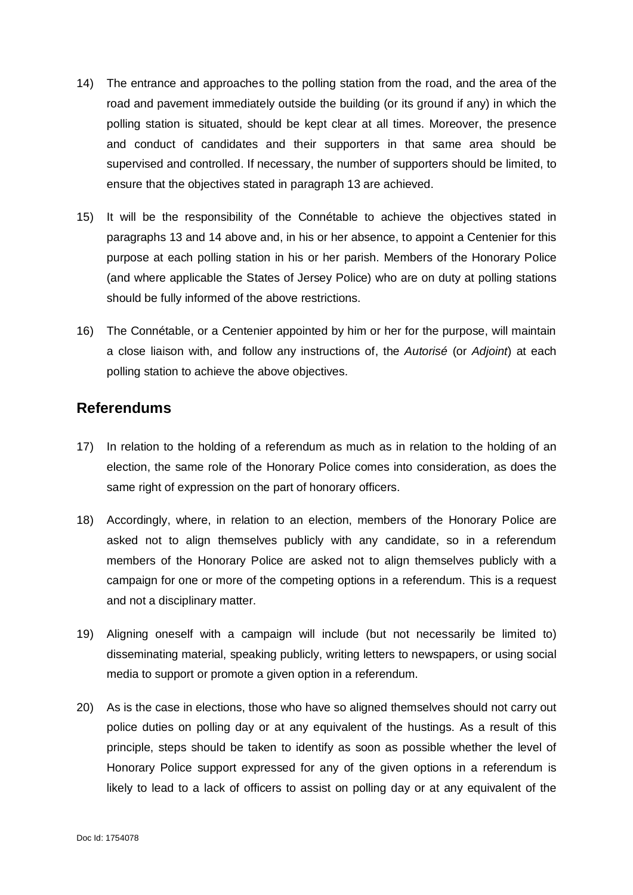14) The entrance and approaches to the polling station from the road, and the area of the road and pavement immediately outside the building (or its ground if any) in which the polling station is situated, should be kept clear at all times. Moreover, the presence and conduct of candidates and their supporters in that same area should be supervised and controlled. If necessary, the number of supporters should be limited, to ensure that the objectives stated in paragraph 13 are achieved.

15) It will be the responsibility of the Connétable to achieve the objectives stated in paragraphs 13 and 14 above and, in his or her absence, to appoint a Centenier for this purpose at each polling station in his or her parish. Members of the Honorary Police (and where applicable the States of Jersey Police) who are on duty at polling stations should be fully informed of the above restrictions.

16) The Connétable, or a Centenier appointed by him or her for the purpose, will maintain a close liaison with, and follow any instructions of, the *Autorisé* (or *Adjoint*) at each polling station to achieve the above objectives.

## Referendums

17) In relation to the holding of a referendum as much as in relation to the holding of an election, the same role of the Honorary Police comes into consideration, as does the same right of expression on the part of honorary officers.

18) Accordingly, where, in relation to an election, members of the Honorary Police are asked not to align themselves publicly with any candidate, so in a referendum members of the Honorary Police are asked not to align themselves publicly with a campaign for one or more of the competing options in a referendum. This is a request and not a disciplinary matter.

19) Aligning oneself with a campaign will include (but not necessarily be limited to) disseminating material, speaking publicly, writing letters to newspapers, or using social media to support or promote a given option in a referendum.

20) As is the case in elections, those who have so aligned themselves should not carry out police duties on polling day or at any equivalent of the hustings. As a result of this principle, steps should be taken to identify as soon as possible whether the level of Honorary Police support expressed for any of the given options in a referendum is likely to lead to a lack of officers to assist on polling day or at any equivalent of the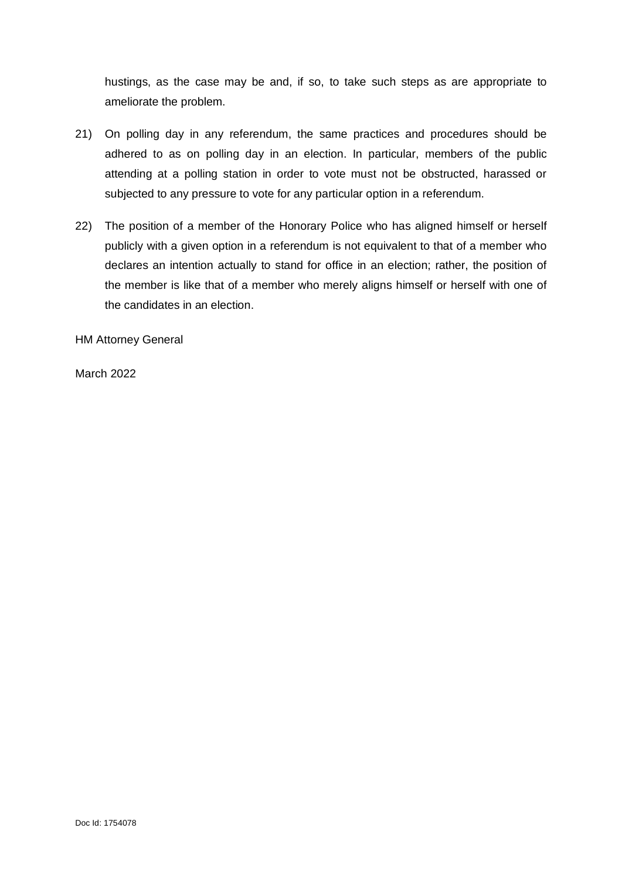hustings, as the case may be and, if so, to take such steps as are appropriate to ameliorate the problem.

21) On polling day in any referendum, the same practices and procedures should be adhered to as on polling day in an election. In particular, members of the public attending at a polling station in order to vote must not be obstructed, harassed or subjected to any pressure to vote for any particular option in a referendum.

22) The position of a member of the Honorary Police who has aligned himself or herself publicly with a given option in a referendum is not equivalent to that of a member who declares an intention actually to stand for office in an election; rather, the position of the member is like that of a member who merely aligns himself or herself with one of the candidates in an election.

HM Attorney General

March 2022

Doc Id: 1754078